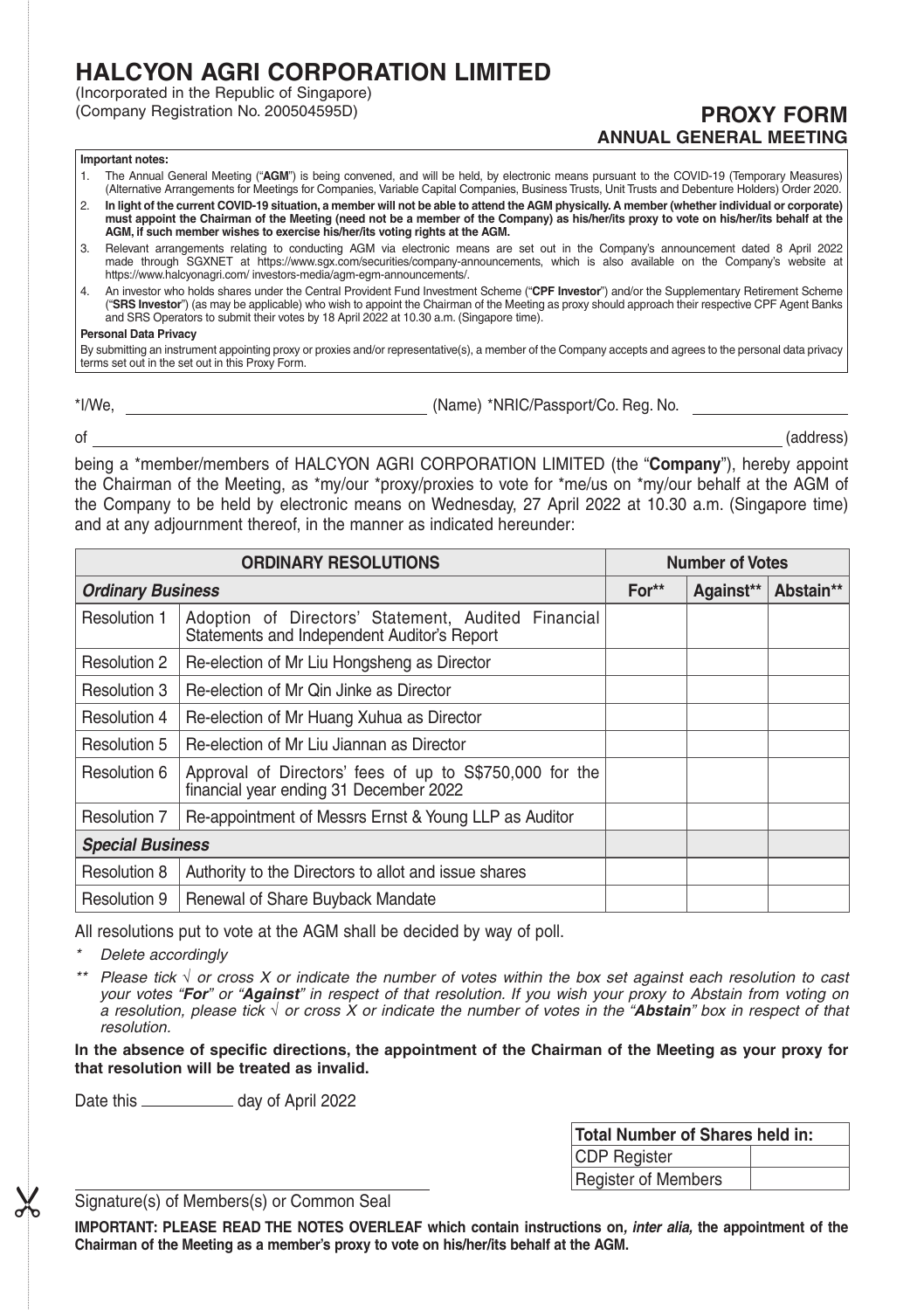# HALCYON AGRI CORPORATION LIMITED

(Incorporated in the Republic of Singapore)
(Company Registration No. 200504595D)

## PROXY FORM
### ANNUAL GENERAL MEETING

**Important notes:**

1. The Annual General Meeting ("**AGM**") is being convened, and will be held, by electronic means pursuant to the COVID-19 (Temporary Measures) (Alternative Arrangements for Meetings for Companies, Variable Capital Companies, Business Trusts, Unit Trusts and Debenture Holders) Order 2020.
2. **In light of the current COVID-19 situation, a member will not be able to attend the AGM physically. A member (whether individual or corporate) must appoint the Chairman of the Meeting (need not be a member of the Company) as his/her/its proxy to vote on his/her/its behalf at the AGM, if such member wishes to exercise his/her/its voting rights at the AGM.**
3. Relevant arrangements relating to conducting AGM via electronic means are set out in the Company's announcement dated 8 April 2022 made through SGXNET at https://www.sgx.com/securities/company-announcements, which is also available on the Company's website at https://www.halcyonagri.com/ investors-media/agm-egm-announcements/.
4. An investor who holds shares under the Central Provident Fund Investment Scheme ("**CPF Investor**") and/or the Supplementary Retirement Scheme ("**SRS Investor**") (as may be applicable) who wish to appoint the Chairman of the Meeting as proxy should approach their respective CPF Agent Banks and SRS Operators to submit their votes by 18 April 2022 at 10.30 a.m. (Singapore time).

**Personal Data Privacy**

By submitting an instrument appointing proxy or proxies and/or representative(s), a member of the Company accepts and agrees to the personal data privacy terms set out in the set out in this Proxy Form.

*I/We, \_\_\_\_\_\_\_\_\_\_\_\_\_\_\_\_\_\_\_\_\_\_\_\_\_\_\_\_ (Name) *NRIC/Passport/Co. Reg. No. \_\_\_\_\_\_\_\_\_\_\_\_\_\_\_\_

of \_\_\_\_\_\_\_\_\_\_\_\_\_\_\_\_\_\_\_\_\_\_\_\_\_\_\_\_\_\_\_\_\_\_\_\_\_\_\_\_\_\_\_\_\_\_\_\_\_\_\_\_\_\_\_\_ (address)

being a *member/members of HALCYON AGRI CORPORATION LIMITED (the "**Company**"), hereby appoint the Chairman of the Meeting, as *my/our *proxy/proxies to vote for *me/us on *my/our behalf at the AGM of the Company to be held by electronic means on Wednesday, 27 April 2022 at 10.30 a.m. (Singapore time) and at any adjournment thereof, in the manner as indicated hereunder:

| **ORDINARY RESOLUTIONS** | | **Number of Votes** | | |
|---|---|---|---|---|
| ***Ordinary Business*** | | **For**** | **Against**** | **Abstain**** |
| Resolution 1 | Adoption of Directors' Statement, Audited Financial Statements and Independent Auditor's Report | | | |
| Resolution 2 | Re-election of Mr Liu Hongsheng as Director | | | |
| Resolution 3 | Re-election of Mr Qin Jinke as Director | | | |
| Resolution 4 | Re-election of Mr Huang Xuhua as Director | | | |
| Resolution 5 | Re-election of Mr Liu Jiannan as Director | | | |
| Resolution 6 | Approval of Directors' fees of up to S$750,000 for the financial year ending 31 December 2022 | | | |
| Resolution 7 | Re-appointment of Messrs Ernst & Young LLP as Auditor | | | |
| ***Special Business*** | | | | |
| Resolution 8 | Authority to the Directors to allot and issue shares | | | |
| Resolution 9 | Renewal of Share Buyback Mandate | | | |

All resolutions put to vote at the AGM shall be decided by way of poll.

\* *Delete accordingly*

\*\* *Please tick √ or cross X or indicate the number of votes within the box set against each resolution to cast your votes "**For**" or "**Against**" in respect of that resolution. If you wish your proxy to Abstain from voting on a resolution, please tick √ or cross X or indicate the number of votes in the "**Abstain**" box in respect of that resolution.*

**In the absence of specific directions, the appointment of the Chairman of the Meeting as your proxy for that resolution will be treated as invalid.**

Date this \_\_\_\_\_\_\_\_\_\_ day of April 2022

| **Total Number of Shares held in:** | |
|---|---|
| CDP Register | |
| Register of Members | |

\_\_\_\_\_\_\_\_\_\_\_\_\_\_\_\_\_\_\_\_\_\_\_\_\_\_\_\_
Signature(s) of Members(s) or Common Seal

**IMPORTANT: PLEASE READ THE NOTES OVERLEAF which contain instructions on, *inter alia,* the appointment of the Chairman of the Meeting as a member's proxy to vote on his/her/its behalf at the AGM.**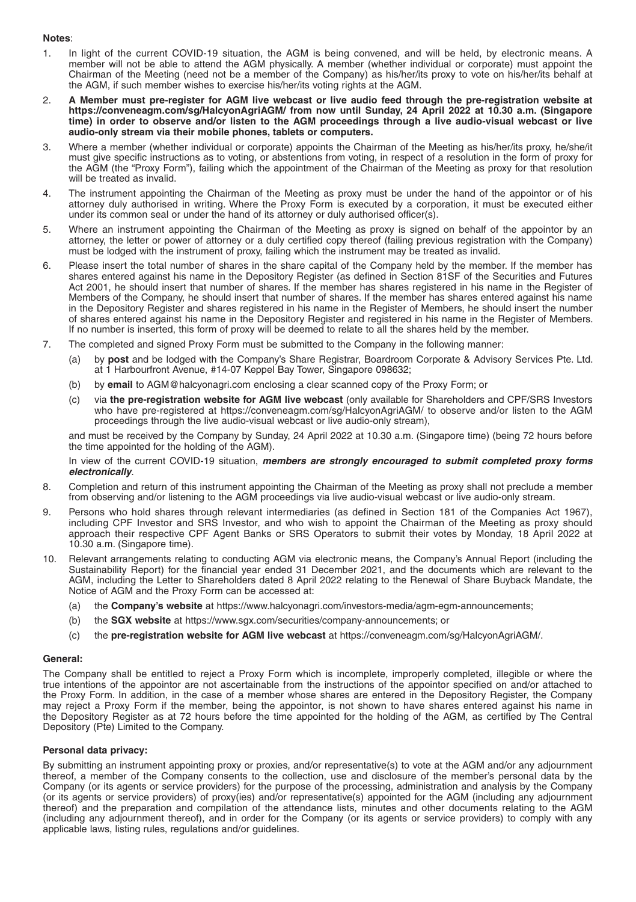**Notes**:

1. In light of the current COVID-19 situation, the AGM is being convened, and will be held, by electronic means. A member will not be able to attend the AGM physically. A member (whether individual or corporate) must appoint the Chairman of the Meeting (need not be a member of the Company) as his/her/its proxy to vote on his/her/its behalf at the AGM, if such member wishes to exercise his/her/its voting rights at the AGM.
2. **A Member must pre-register for AGM live webcast or live audio feed through the pre-registration website at https://conveneagm.com/sg/HalcyonAgriAGM/ from now until Sunday, 24 April 2022 at 10.30 a.m. (Singapore time) in order to observe and/or listen to the AGM proceedings through a live audio-visual webcast or live audio-only stream via their mobile phones, tablets or computers.**
3. Where a member (whether individual or corporate) appoints the Chairman of the Meeting as his/her/its proxy, he/she/it must give specific instructions as to voting, or abstentions from voting, in respect of a resolution in the form of proxy for the AGM (the "Proxy Form"), failing which the appointment of the Chairman of the Meeting as proxy for that resolution will be treated as invalid.
4. The instrument appointing the Chairman of the Meeting as proxy must be under the hand of the appointor or of his attorney duly authorised in writing. Where the Proxy Form is executed by a corporation, it must be executed either under its common seal or under the hand of its attorney or duly authorised officer(s).
5. Where an instrument appointing the Chairman of the Meeting as proxy is signed on behalf of the appointor by an attorney, the letter or power of attorney or a duly certified copy thereof (failing previous registration with the Company) must be lodged with the instrument of proxy, failing which the instrument may be treated as invalid.
6. Please insert the total number of shares in the share capital of the Company held by the member. If the member has shares entered against his name in the Depository Register (as defined in Section 81SF of the Securities and Futures Act 2001, he should insert that number of shares. If the member has shares registered in his name in the Register of Members of the Company, he should insert that number of shares. If the member has shares entered against his name in the Depository Register and shares registered in his name in the Register of Members, he should insert the number of shares entered against his name in the Depository Register and registered in his name in the Register of Members. If no number is inserted, this form of proxy will be deemed to relate to all the shares held by the member.
7. The completed and signed Proxy Form must be submitted to the Company in the following manner:

   (a) by **post** and be lodged with the Company's Share Registrar, Boardroom Corporate & Advisory Services Pte. Ltd. at 1 Harbourfront Avenue, #14-07 Keppel Bay Tower, Singapore 098632;

   (b) by **email** to AGM@halcyonagri.com enclosing a clear scanned copy of the Proxy Form; or

   (c) via **the pre-registration website for AGM live webcast** (only available for Shareholders and CPF/SRS Investors who have pre-registered at https://conveneagm.com/sg/HalcyonAgriAGM/ to observe and/or listen to the AGM proceedings through the live audio-visual webcast or live audio-only stream),

   and must be received by the Company by Sunday, 24 April 2022 at 10.30 a.m. (Singapore time) (being 72 hours before the time appointed for the holding of the AGM).

   In view of the current COVID-19 situation, ***members are strongly encouraged to submit completed proxy forms electronically***.
8. Completion and return of this instrument appointing the Chairman of the Meeting as proxy shall not preclude a member from observing and/or listening to the AGM proceedings via live audio-visual webcast or live audio-only stream.
9. Persons who hold shares through relevant intermediaries (as defined in Section 181 of the Companies Act 1967), including CPF Investor and SRS Investor, and who wish to appoint the Chairman of the Meeting as proxy should approach their respective CPF Agent Banks or SRS Operators to submit their votes by Monday, 18 April 2022 at 10.30 a.m. (Singapore time).
10. Relevant arrangements relating to conducting AGM via electronic means, the Company's Annual Report (including the Sustainability Report) for the financial year ended 31 December 2021, and the documents which are relevant to the AGM, including the Letter to Shareholders dated 8 April 2022 relating to the Renewal of Share Buyback Mandate, the Notice of AGM and the Proxy Form can be accessed at:

    (a) the **Company's website** at https://www.halcyonagri.com/investors-media/agm-egm-announcements;

    (b) the **SGX website** at https://www.sgx.com/securities/company-announcements; or

    (c) the **pre-registration website for AGM live webcast** at https://conveneagm.com/sg/HalcyonAgriAGM/.

**General:**

The Company shall be entitled to reject a Proxy Form which is incomplete, improperly completed, illegible or where the true intentions of the appointor are not ascertainable from the instructions of the appointor specified on and/or attached to the Proxy Form. In addition, in the case of a member whose shares are entered in the Depository Register, the Company may reject a Proxy Form if the member, being the appointor, is not shown to have shares entered against his name in the Depository Register as at 72 hours before the time appointed for the holding of the AGM, as certified by The Central Depository (Pte) Limited to the Company.

**Personal data privacy:**

By submitting an instrument appointing proxy or proxies, and/or representative(s) to vote at the AGM and/or any adjournment thereof, a member of the Company consents to the collection, use and disclosure of the member's personal data by the Company (or its agents or service providers) for the purpose of the processing, administration and analysis by the Company (or its agents or service providers) of proxy(ies) and/or representative(s) appointed for the AGM (including any adjournment thereof) and the preparation and compilation of the attendance lists, minutes and other documents relating to the AGM (including any adjournment thereof), and in order for the Company (or its agents or service providers) to comply with any applicable laws, listing rules, regulations and/or guidelines.